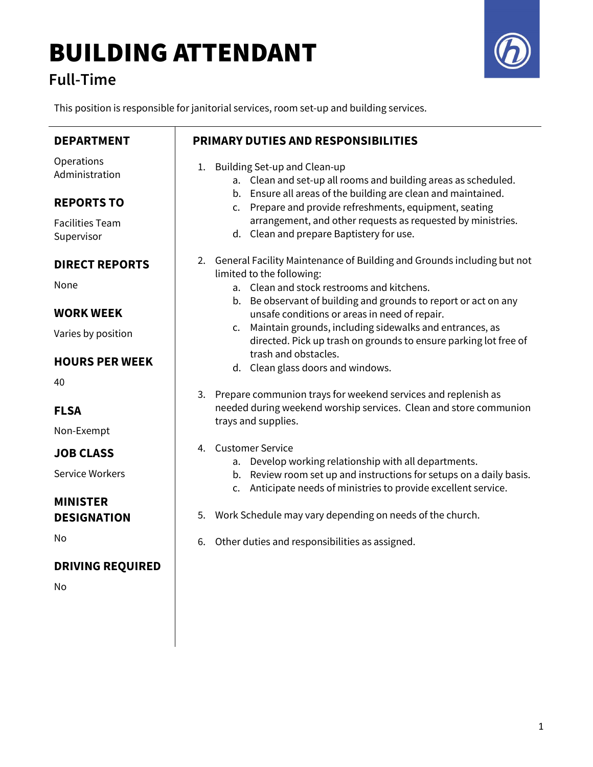# BUILDING ATTENDANT

## Full-Time

This position is responsible for janitorial services, room set-up and building services.

### DEPARTMENT

Operations Administration

### REPORTS TO

Facilities Team Supervisor

### DIRECT REPORTS

None

### WORK WEEK

Varies by position

### HOURS PER WEEK

40

### FLSA

Non-Exempt

### JOB CLASS

Service Workers

### MINISTER DESIGNATION

No

### DRIVING REQUIRED

No

### PRIMARY DUTIES AND RESPONSIBILITIES

1. Building Set-up and Clean-up
    a. Clean and set-up all rooms and building areas as scheduled.
    b. Ensure all areas of the building are clean and maintained.
    c. Prepare and provide refreshments, equipment, seating arrangement, and other requests as requested by ministries.
    d. Clean and prepare Baptistery for use.

2. General Facility Maintenance of Building and Grounds including but not limited to the following:
    a. Clean and stock restrooms and kitchens.
    b. Be observant of building and grounds to report or act on any unsafe conditions or areas in need of repair.
    c. Maintain grounds, including sidewalks and entrances, as directed. Pick up trash on grounds to ensure parking lot free of trash and obstacles.
    d. Clean glass doors and windows.

3. Prepare communion trays for weekend services and replenish as needed during weekend worship services. Clean and store communion trays and supplies.

4. Customer Service
    a. Develop working relationship with all departments.
    b. Review room set up and instructions for setups on a daily basis.
    c. Anticipate needs of ministries to provide excellent service.

5. Work Schedule may vary depending on needs of the church.

6. Other duties and responsibilities as assigned.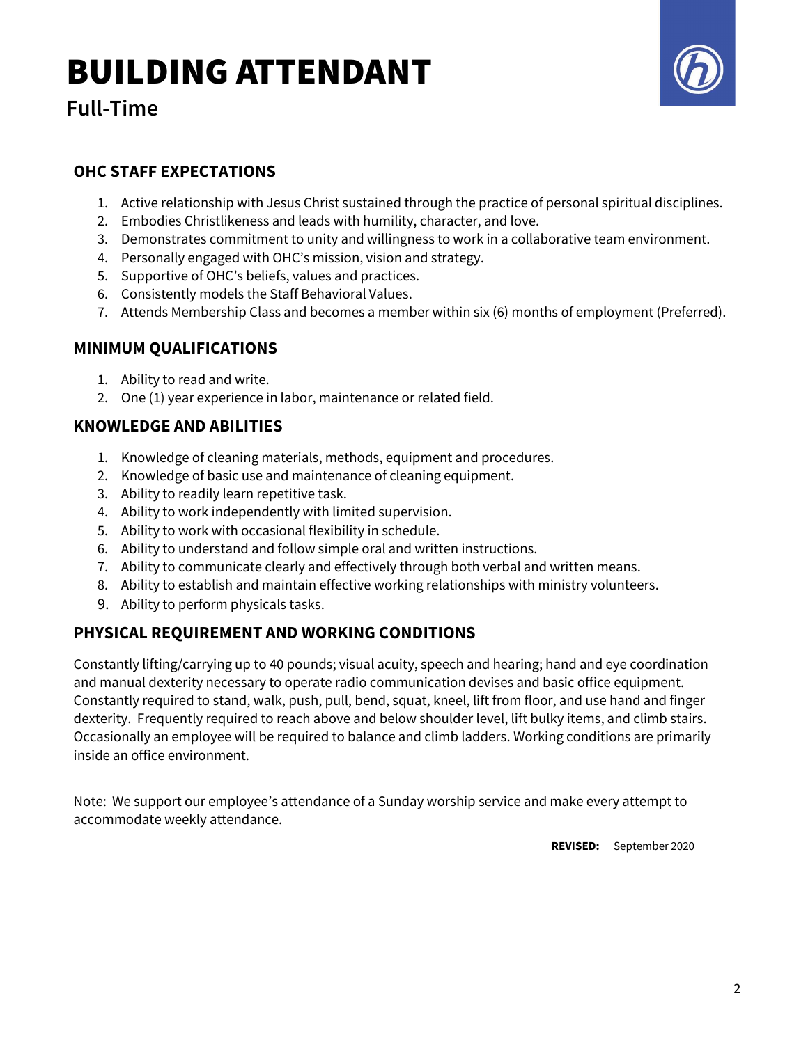# BUILDING ATTENDANT

## Full-Time

### OHC STAFF EXPECTATIONS

1. Active relationship with Jesus Christ sustained through the practice of personal spiritual disciplines.
2. Embodies Christlikeness and leads with humility, character, and love.
3. Demonstrates commitment to unity and willingness to work in a collaborative team environment.
4. Personally engaged with OHC's mission, vision and strategy.
5. Supportive of OHC's beliefs, values and practices.
6. Consistently models the Staff Behavioral Values.
7. Attends Membership Class and becomes a member within six (6) months of employment (Preferred).

### MINIMUM QUALIFICATIONS

1. Ability to read and write.
2. One (1) year experience in labor, maintenance or related field.

### KNOWLEDGE AND ABILITIES

1. Knowledge of cleaning materials, methods, equipment and procedures.
2. Knowledge of basic use and maintenance of cleaning equipment.
3. Ability to readily learn repetitive task.
4. Ability to work independently with limited supervision.
5. Ability to work with occasional flexibility in schedule.
6. Ability to understand and follow simple oral and written instructions.
7. Ability to communicate clearly and effectively through both verbal and written means.
8. Ability to establish and maintain effective working relationships with ministry volunteers.
9. Ability to perform physicals tasks.

### PHYSICAL REQUIREMENT AND WORKING CONDITIONS

Constantly lifting/carrying up to 40 pounds; visual acuity, speech and hearing; hand and eye coordination and manual dexterity necessary to operate radio communication devises and basic office equipment. Constantly required to stand, walk, push, pull, bend, squat, kneel, lift from floor, and use hand and finger dexterity. Frequently required to reach above and below shoulder level, lift bulky items, and climb stairs. Occasionally an employee will be required to balance and climb ladders. Working conditions are primarily inside an office environment.

Note: We support our employee's attendance of a Sunday worship service and make every attempt to accommodate weekly attendance.

**REVISED:** September 2020